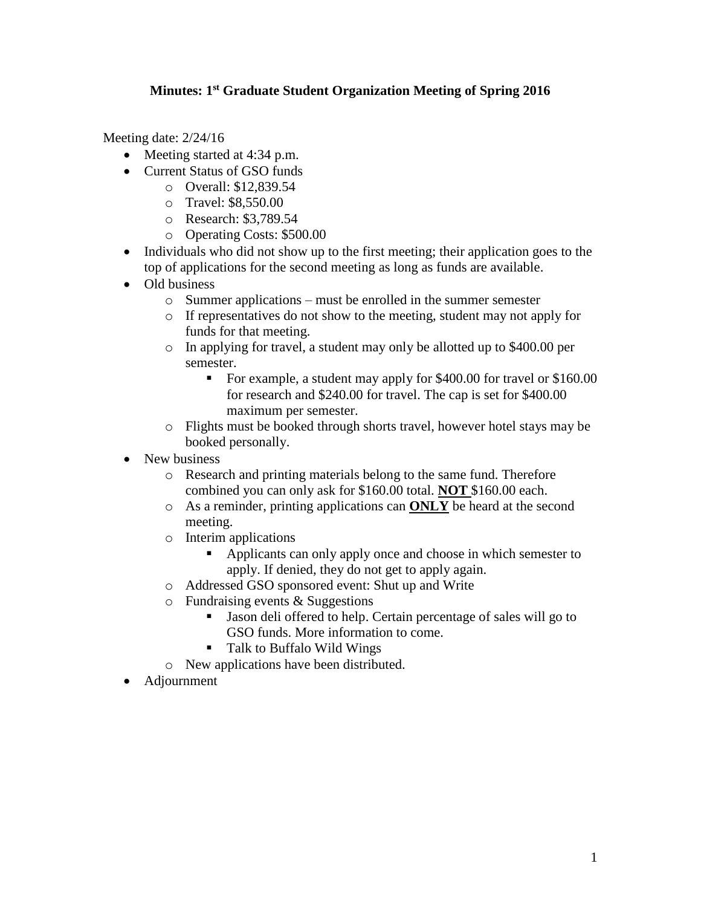# Minutes: 1st Graduate Student Organization Meeting of Spring 2016

Meeting date: 2/24/16

- Meeting started at 4:34 p.m.
- Current Status of GSO funds
  - Overall: $12,839.54
  - Travel: $8,550.00
  - Research: $3,789.54
  - Operating Costs: $500.00
- Individuals who did not show up to the first meeting; their application goes to the top of applications for the second meeting as long as funds are available.
- Old business
  - Summer applications – must be enrolled in the summer semester
  - If representatives do not show to the meeting, student may not apply for funds for that meeting.
  - In applying for travel, a student may only be allotted up to $400.00 per semester.
    - For example, a student may apply for $400.00 for travel or $160.00 for research and $240.00 for travel. The cap is set for $400.00 maximum per semester.
  - Flights must be booked through shorts travel, however hotel stays may be booked personally.
- New business
  - Research and printing materials belong to the same fund. Therefore combined you can only ask for $160.00 total. <u>**NOT**</u> $160.00 each.
  - As a reminder, printing applications can <u>**ONLY**</u> be heard at the second meeting.
  - Interim applications
    - Applicants can only apply once and choose in which semester to apply. If denied, they do not get to apply again.
  - Addressed GSO sponsored event: Shut up and Write
  - Fundraising events & Suggestions
    - Jason deli offered to help. Certain percentage of sales will go to GSO funds. More information to come.
    - Talk to Buffalo Wild Wings
  - New applications have been distributed.
- Adjournment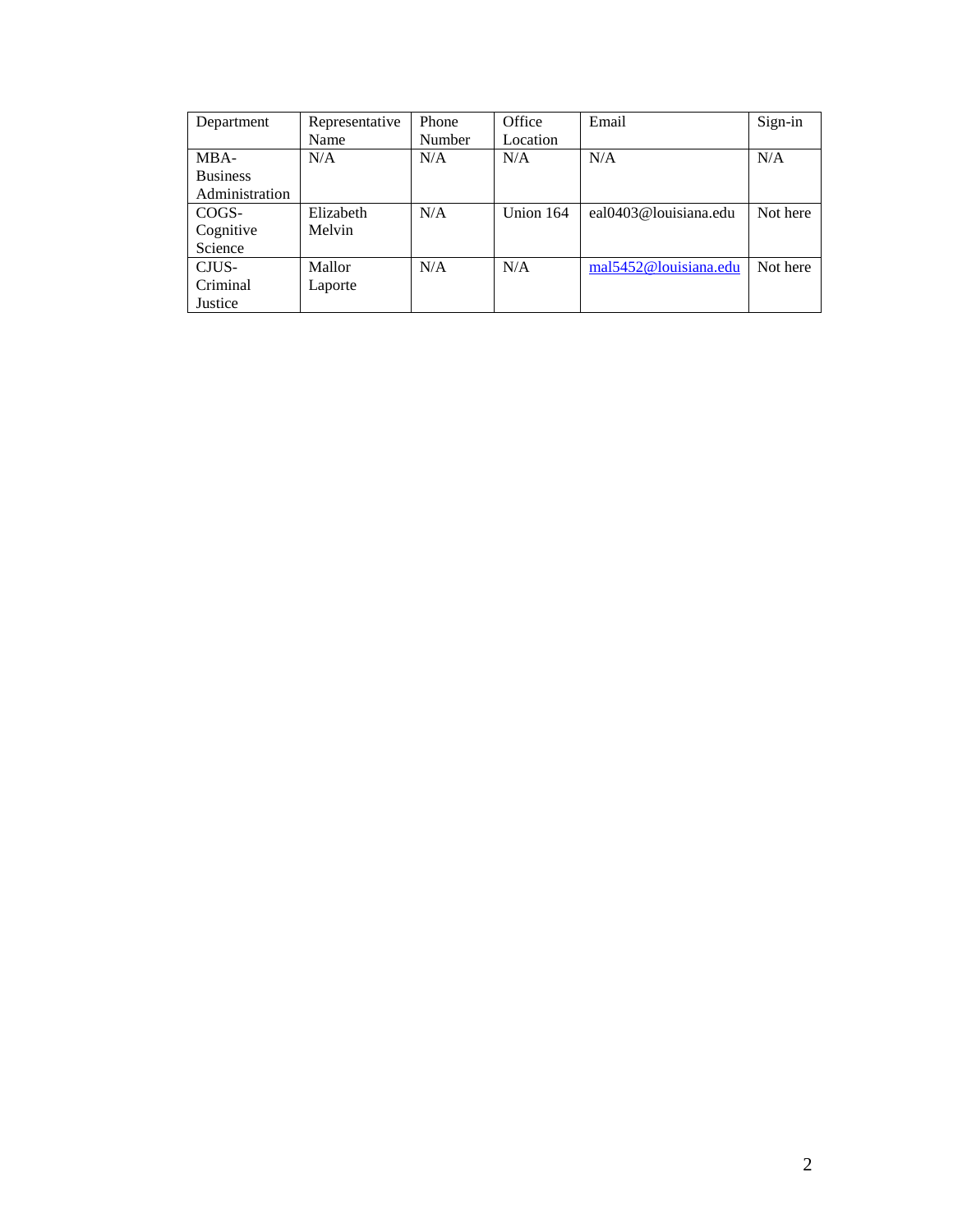| Department | Representative Name | Phone Number | Office Location | Email | Sign-in |
|---|---|---|---|---|---|
| MBA- Business Administration | N/A | N/A | N/A | N/A | N/A |
| COGS- Cognitive Science | Elizabeth Melvin | N/A | Union 164 | eal0403@louisiana.edu | Not here |
| CJUS- Criminal Justice | Mallor Laporte | N/A | N/A | mal5452@louisiana.edu | Not here |